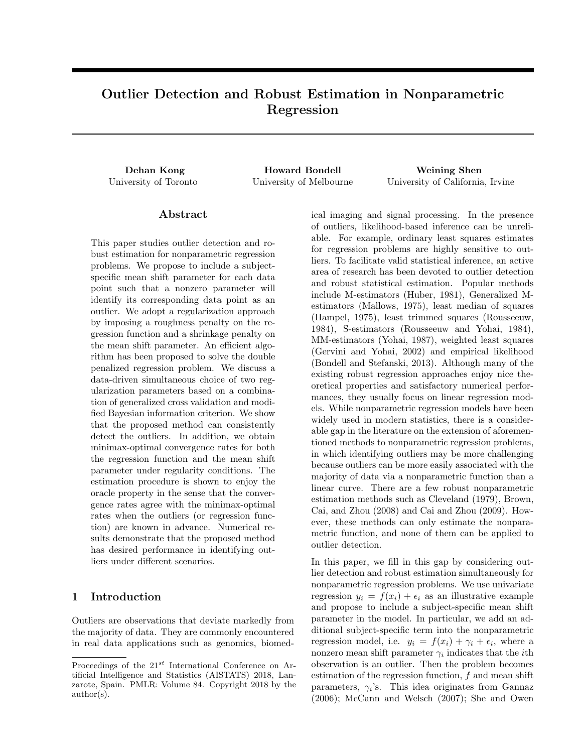# Outlier Detection and Robust Estimation in Nonparametric Regression

**Dehan Kong**
University of Toronto

**Howard Bondell**
University of Melbourne

**Weining Shen**
University of California, Irvine

## Abstract

This paper studies outlier detection and robust estimation for nonparametric regression problems. We propose to include a subject-specific mean shift parameter for each data point such that a nonzero parameter will identify its corresponding data point as an outlier. We adopt a regularization approach by imposing a roughness penalty on the regression function and a shrinkage penalty on the mean shift parameter. An efficient algorithm has been proposed to solve the double penalized regression problem. We discuss a data-driven simultaneous choice of two regularization parameters based on a combination of generalized cross validation and modified Bayesian information criterion. We show that the proposed method can consistently detect the outliers. In addition, we obtain minimax-optimal convergence rates for both the regression function and the mean shift parameter under regularity conditions. The estimation procedure is shown to enjoy the oracle property in the sense that the convergence rates agree with the minimax-optimal rates when the outliers (or regression function) are known in advance. Numerical results demonstrate that the proposed method has desired performance in identifying outliers under different scenarios.

## 1 Introduction

Outliers are observations that deviate markedly from the majority of data. They are commonly encountered in real data applications such as genomics, biomedical imaging and signal processing. In the presence of outliers, likelihood-based inference can be unreliable. For example, ordinary least squares estimates for regression problems are highly sensitive to outliers. To facilitate valid statistical inference, an active area of research has been devoted to outlier detection and robust statistical estimation. Popular methods include M-estimators (Huber, 1981), Generalized M-estimators (Mallows, 1975), least median of squares (Hampel, 1975), least trimmed squares (Rousseeuw, 1984), S-estimators (Rousseeuw and Yohai, 1984), MM-estimators (Yohai, 1987), weighted least squares (Gervini and Yohai, 2002) and empirical likelihood (Bondell and Stefanski, 2013). Although many of the existing robust regression approaches enjoy nice theoretical properties and satisfactory numerical performances, they usually focus on linear regression models. While nonparametric regression models have been widely used in modern statistics, there is a considerable gap in the literature on the extension of aforementioned methods to nonparametric regression problems, in which identifying outliers may be more challenging because outliers can be more easily associated with the majority of data via a nonparametric function than a linear curve. There are a few robust nonparametric estimation methods such as Cleveland (1979), Brown, Cai, and Zhou (2008) and Cai and Zhou (2009). However, these methods can only estimate the nonparametric function, and none of them can be applied to outlier detection.

In this paper, we fill in this gap by considering outlier detection and robust estimation simultaneously for nonparametric regression problems. We use univariate regression $y_i = f(x_i) + \epsilon_i$ as an illustrative example and propose to include a subject-specific mean shift parameter in the model. In particular, we add an additional subject-specific term into the nonparametric regression model, i.e. $y_i = f(x_i) + \gamma_i + \epsilon_i$, where a nonzero mean shift parameter $\gamma_i$ indicates that the $i$th observation is an outlier. Then the problem becomes estimation of the regression function, $f$ and mean shift parameters, $\gamma_i$'s. This idea originates from Gannaz (2006); McCann and Welsch (2007); She and Owen

---

Proceedings of the 21[st] International Conference on Artificial Intelligence and Statistics (AISTATS) 2018, Lanzarote, Spain. PMLR: Volume 84. Copyright 2018 by the author(s).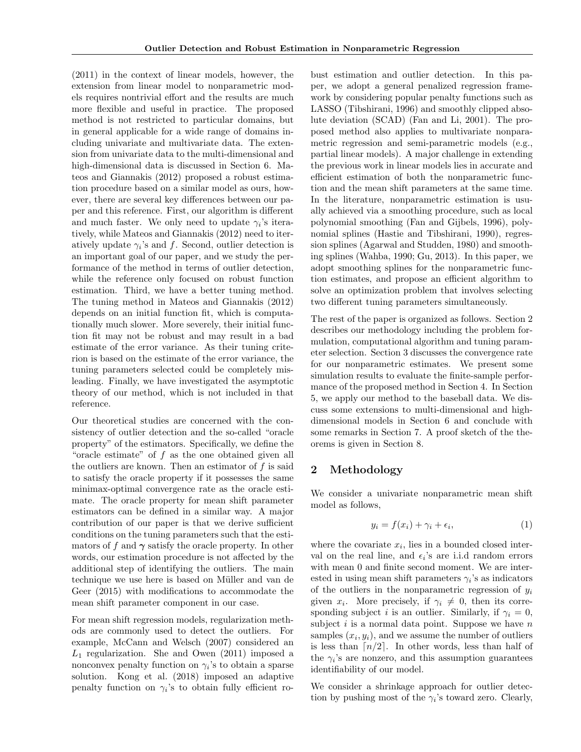(2011) in the context of linear models, however, the extension from linear model to nonparametric models requires nontrivial effort and the results are much more flexible and useful in practice. The proposed method is not restricted to particular domains, but in general applicable for a wide range of domains including univariate and multivariate data. The extension from univariate data to the multi-dimensional and high-dimensional data is discussed in Section 6. Mateos and Giannakis (2012) proposed a robust estimation procedure based on a similar model as ours, however, there are several key differences between our paper and this reference. First, our algorithm is different and much faster. We only need to update $\gamma_i$'s iteratively, while Mateos and Giannakis (2012) need to iteratively update $\gamma_i$'s and $f$. Second, outlier detection is an important goal of our paper, and we study the performance of the method in terms of outlier detection, while the reference only focused on robust function estimation. Third, we have a better tuning method. The tuning method in Mateos and Giannakis (2012) depends on an initial function fit, which is computationally much slower. More severely, their initial function fit may not be robust and may result in a bad estimate of the error variance. As their tuning criterion is based on the estimate of the error variance, the tuning parameters selected could be completely misleading. Finally, we have investigated the asymptotic theory of our method, which is not included in that reference.

Our theoretical studies are concerned with the consistency of outlier detection and the so-called "oracle property" of the estimators. Specifically, we define the "oracle estimate" of $f$ as the one obtained given all the outliers are known. Then an estimator of $f$ is said to satisfy the oracle property if it possesses the same minimax-optimal convergence rate as the oracle estimate. The oracle property for mean shift parameter estimators can be defined in a similar way. A major contribution of our paper is that we derive sufficient conditions on the tuning parameters such that the estimators of $f$ and $\boldsymbol{\gamma}$ satisfy the oracle property. In other words, our estimation procedure is not affected by the additional step of identifying the outliers. The main technique we use here is based on Müller and van de Geer (2015) with modifications to accommodate the mean shift parameter component in our case.

For mean shift regression models, regularization methods are commonly used to detect the outliers. For example, McCann and Welsch (2007) considered an $L_1$ regularization. She and Owen (2011) imposed a nonconvex penalty function on $\gamma_i$'s to obtain a sparse solution. Kong et al. (2018) imposed an adaptive penalty function on $\gamma_i$'s to obtain fully efficient robust estimation and outlier detection. In this paper, we adopt a general penalized regression framework by considering popular penalty functions such as LASSO (Tibshirani, 1996) and smoothly clipped absolute deviation (SCAD) (Fan and Li, 2001). The proposed method also applies to multivariate nonparametric regression and semi-parametric models (e.g., partial linear models). A major challenge in extending the previous work in linear models lies in accurate and efficient estimation of both the nonparametric function and the mean shift parameters at the same time. In the literature, nonparametric estimation is usually achieved via a smoothing procedure, such as local polynomial smoothing (Fan and Gijbels, 1996), polynomial splines (Hastie and Tibshirani, 1990), regression splines (Agarwal and Studden, 1980) and smoothing splines (Wahba, 1990; Gu, 2013). In this paper, we adopt smoothing splines for the nonparametric function estimates, and propose an efficient algorithm to solve an optimization problem that involves selecting two different tuning parameters simultaneously.

The rest of the paper is organized as follows. Section 2 describes our methodology including the problem formulation, computational algorithm and tuning parameter selection. Section 3 discusses the convergence rate for our nonparametric estimates. We present some simulation results to evaluate the finite-sample performance of the proposed method in Section 4. In Section 5, we apply our method to the baseball data. We discuss some extensions to multi-dimensional and high-dimensional models in Section 6 and conclude with some remarks in Section 7. A proof sketch of the theorems is given in Section 8.

## 2 Methodology

We consider a univariate nonparametric mean shift model as follows,

$$y_i = f(x_i) + \gamma_i + \epsilon_i, \tag{1}$$

where the covariate $x_i$, lies in a bounded closed interval on the real line, and $\epsilon_i$'s are i.i.d random errors with mean 0 and finite second moment. We are interested in using mean shift parameters $\gamma_i$'s as indicators of the outliers in the nonparametric regression of $y_i$ given $x_i$. More precisely, if $\gamma_i \neq 0$, then its corresponding subject $i$ is an outlier. Similarly, if $\gamma_i = 0$, subject $i$ is a normal data point. Suppose we have $n$ samples $(x_i, y_i)$, and we assume the number of outliers is less than $\lceil n/2 \rceil$. In other words, less than half of the $\gamma_i$'s are nonzero, and this assumption guarantees identifiability of our model.

We consider a shrinkage approach for outlier detection by pushing most of the $\gamma_i$'s toward zero. Clearly,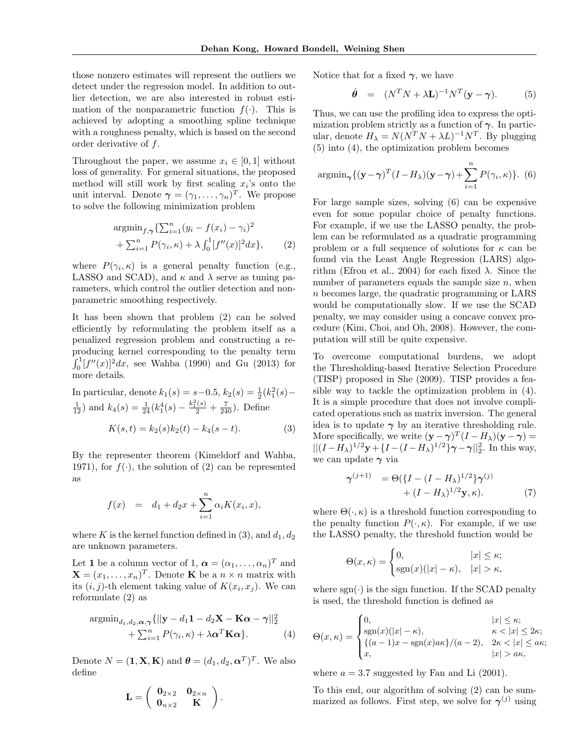those nonzero estimates will represent the outliers we detect under the regression model. In addition to outlier detection, we are also interested in robust estimation of the nonparametric function $f(\cdot)$. This is achieved by adopting a smoothing spline technique with a roughness penalty, which is based on the second order derivative of $f$.

Throughout the paper, we assume $x_i \in [0,1]$ without loss of generality. For general situations, the proposed method will still work by first scaling $x_i$'s onto the unit interval. Denote $\boldsymbol{\gamma} = (\gamma_1, \ldots, \gamma_n)^T$. We propose to solve the following minimization problem

$$
\begin{aligned}
&\text{argmin}_{f,\boldsymbol{\gamma}}\{\textstyle\sum_{i=1}^n (y_i - f(x_i) - \gamma_i)^2 \\
&+ \textstyle\sum_{i=1}^n P(\gamma_i, \kappa) + \lambda \int_0^1 [f''(x)]^2 dx\}, \qquad (2)
\end{aligned}
$$

where $P(\gamma_i, \kappa)$ is a general penalty function (e.g., LASSO and SCAD), and $\kappa$ and $\lambda$ serve as tuning parameters, which control the outlier detection and nonparametric smoothing respectively.

It has been shown that problem (2) can be solved efficiently by reformulating the problem itself as a penalized regression problem and constructing a reproducing kernel corresponding to the penalty term $\int_0^1 [f''(x)]^2 dx$, see Wahba (1990) and Gu (2013) for more details.

In particular, denote $k_1(s) = s - 0.5$, $k_2(s) = \frac{1}{2}(k_1^2(s) - \frac{1}{12})$ and $k_4(s) = \frac{1}{24}(k_1^4(s) - \frac{k_1^2(s)}{2} + \frac{7}{240})$. Define

$$
K(s,t) = k_2(s)k_2(t) - k_4(s-t). \qquad (3)
$$

By the representer theorem (Kimeldorf and Wahba, 1971), for $f(\cdot)$, the solution of (2) can be represented as

$$
f(x) = d_1 + d_2 x + \sum_{i=1}^n \alpha_i K(x_i, x),
$$

where $K$ is the kernel function defined in (3), and $d_1, d_2$ are unknown parameters.

Let $\mathbf{1}$ be a column vector of 1, $\boldsymbol{\alpha} = (\alpha_1, \ldots, \alpha_n)^T$ and $\mathbf{X} = (x_1, \ldots, x_n)^T$. Denote $\mathbf{K}$ be a $n \times n$ matrix with its $(i,j)$-th element taking value of $K(x_i, x_j)$. We can reformulate (2) as

$$
\begin{aligned}
&\text{argmin}_{d_1,d_2,\boldsymbol{\alpha},\boldsymbol{\gamma}}\{||\mathbf{y} - d_1\mathbf{1} - d_2\mathbf{X} - \mathbf{K}\boldsymbol{\alpha} - \boldsymbol{\gamma}||_2^2 \\
&+ \textstyle\sum_{i=1}^n P(\gamma_i, \kappa) + \lambda \boldsymbol{\alpha}^T \mathbf{K} \boldsymbol{\alpha}\}. \qquad (4)
\end{aligned}
$$

Denote $N = (\mathbf{1}, \mathbf{X}, \mathbf{K})$ and $\boldsymbol{\theta} = (d_1, d_2, \boldsymbol{\alpha}^T)^T$. We also define

$$
\mathbf{L} = \begin{pmatrix} \mathbf{0}_{2\times 2} & \mathbf{0}_{2\times n} \\ \mathbf{0}_{n\times 2} & \mathbf{K} \end{pmatrix}.
$$

Notice that for a fixed $\boldsymbol{\gamma}$, we have

$$
\hat{\boldsymbol{\theta}} = (N^T N + \lambda \mathbf{L})^{-1} N^T (\mathbf{y} - \boldsymbol{\gamma}). \qquad (5)
$$

Thus, we can use the profiling idea to express the optimization problem strictly as a function of $\boldsymbol{\gamma}$. In particular, denote $H_\lambda = N(N^T N + \lambda L)^{-1} N^T$. By plugging (5) into (4), the optimization problem becomes

$$
\text{argmin}_{\boldsymbol{\gamma}}\{(\mathbf{y} - \boldsymbol{\gamma})^T (I - H_\lambda)(\mathbf{y} - \boldsymbol{\gamma}) + \sum_{i=1}^n P(\gamma_i, \kappa)\}. \qquad (6)
$$

For large sample sizes, solving (6) can be expensive even for some popular choice of penalty functions. For example, if we use the LASSO penalty, the problem can be reformulated as a quadratic programming problem or a full sequence of solutions for $\kappa$ can be found via the Least Angle Regression (LARS) algorithm (Efron et al., 2004) for each fixed $\lambda$. Since the number of parameters equals the sample size $n$, when $n$ becomes large, the quadratic programming or LARS would be computationally slow. If we use the SCAD penalty, we may consider using a concave convex procedure (Kim, Choi, and Oh, 2008). However, the computation will still be quite expensive.

To overcome computational burdens, we adopt the Thresholding-based Iterative Selection Procedure (TISP) proposed in She (2009). TISP provides a feasible way to tackle the optimization problem in (4). It is a simple procedure that does not involve complicated operations such as matrix inversion. The general idea is to update $\boldsymbol{\gamma}$ by an iterative thresholding rule. More specifically, we write $(\mathbf{y} - \boldsymbol{\gamma})^T (I - H_\lambda)(\mathbf{y} - \boldsymbol{\gamma}) = ||(I - H_\lambda)^{1/2}\mathbf{y} + \{I - (I - H_\lambda)^{1/2}\}\boldsymbol{\gamma} - \boldsymbol{\gamma}||_2^2$. In this way, we can update $\boldsymbol{\gamma}$ via

$$
\begin{aligned}
\boldsymbol{\gamma}^{(j+1)} &= \Theta(\{I - (I - H_\lambda)^{1/2}\}\boldsymbol{\gamma}^{(j)} \\
&\quad + (I - H_\lambda)^{1/2}\mathbf{y}, \kappa). \qquad (7)
\end{aligned}
$$

where $\Theta(\cdot, \kappa)$ is a threshold function corresponding to the penalty function $P(\cdot, \kappa)$. For example, if we use the LASSO penalty, the threshold function would be

$$
\Theta(x, \kappa) = \begin{cases} 0, & |x| \le \kappa; \\ \text{sgn}(x)(|x| - \kappa), & |x| > \kappa, \end{cases}
$$

where $\text{sgn}(\cdot)$ is the sign function. If the SCAD penalty is used, the threshold function is defined as

$$
\Theta(x, \kappa) = \begin{cases} 0, & |x| \le \kappa; \\ \text{sgn}(x)(|x| - \kappa), & \kappa < |x| \le 2\kappa; \\ \{(a-1)x - \text{sgn}(x)a\kappa\}/(a-2), & 2\kappa < |x| \le a\kappa; \\ x, & |x| > a\kappa, \end{cases}
$$

where $a = 3.7$ suggested by Fan and Li (2001).

To this end, our algorithm of solving (2) can be summarized as follows. First step, we solve for $\boldsymbol{\gamma}^{(j)}$ using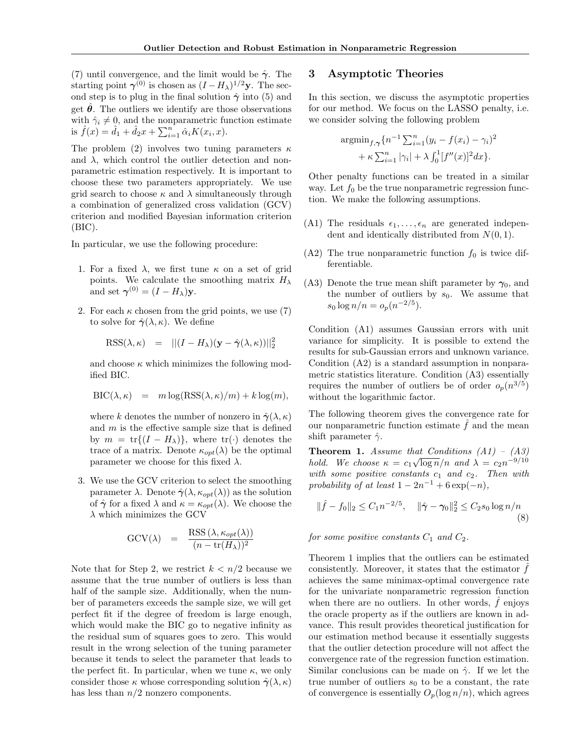(7) until convergence, and the limit would be $\hat{\boldsymbol{\gamma}}$. The starting point $\boldsymbol{\gamma}^{(0)}$ is chosen as $(I - H_\lambda)^{1/2}\mathbf{y}$. The second step is to plug in the final solution $\hat{\boldsymbol{\gamma}}$ into (5) and get $\hat{\boldsymbol{\theta}}$. The outliers we identify are those observations with $\hat{\gamma}_i \neq 0$, and the nonparametric function estimate is $\hat{f}(x) = \hat{d}_1 + \hat{d}_2 x + \sum_{i=1}^n \hat{\alpha}_i K(x_i, x)$.

The problem (2) involves two tuning parameters $\kappa$ and $\lambda$, which control the outlier detection and nonparametric estimation respectively. It is important to choose these two parameters appropriately. We use grid search to choose $\kappa$ and $\lambda$ simultaneously through a combination of generalized cross validation (GCV) criterion and modified Bayesian information criterion (BIC).

In particular, we use the following procedure:

1. For a fixed $\lambda$, we first tune $\kappa$ on a set of grid points. We calculate the smoothing matrix $H_\lambda$ and set $\boldsymbol{\gamma}^{(0)} = (I - H_\lambda)\mathbf{y}$.

2. For each $\kappa$ chosen from the grid points, we use (7) to solve for $\hat{\boldsymbol{\gamma}}(\lambda, \kappa)$. We define

$$\mathrm{RSS}(\lambda, \kappa) \quad = \quad ||(I - H_\lambda)(\mathbf{y} - \hat{\boldsymbol{\gamma}}(\lambda, \kappa))||_2^2$$

and choose $\kappa$ which minimizes the following modified BIC.

$$\mathrm{BIC}(\lambda, \kappa) \quad = \quad m \log(\mathrm{RSS}(\lambda, \kappa)/m) + k \log(m),$$

where $k$ denotes the number of nonzero in $\hat{\boldsymbol{\gamma}}(\lambda, \kappa)$ and $m$ is the effective sample size that is defined by $m = \mathrm{tr}\{(I - H_\lambda)\}$, where $\mathrm{tr}(\cdot)$ denotes the trace of a matrix. Denote $\kappa_{opt}(\lambda)$ be the optimal parameter we choose for this fixed $\lambda$.

3. We use the GCV criterion to select the smoothing parameter $\lambda$. Denote $\hat{\boldsymbol{\gamma}}(\lambda, \kappa_{opt}(\lambda))$ as the solution of $\hat{\boldsymbol{\gamma}}$ for a fixed $\lambda$ and $\kappa = \kappa_{opt}(\lambda)$. We choose the $\lambda$ which minimizes the GCV

$$\mathrm{GCV}(\lambda) \quad = \quad \frac{\mathrm{RSS}\left(\lambda, \kappa_{opt}(\lambda)\right)}{(n - \mathrm{tr}(H_\lambda))^2}$$

Note that for Step 2, we restrict $k < n/2$ because we assume that the true number of outliers is less than half of the sample size. Additionally, when the number of parameters exceeds the sample size, we will get perfect fit if the degree of freedom is large enough, which would make the BIC go to negative infinity as the residual sum of squares goes to zero. This would result in the wrong selection of the tuning parameter because it tends to select the parameter that leads to the perfect fit. In particular, when we tune $\kappa$, we only consider those $\kappa$ whose corresponding solution $\hat{\boldsymbol{\gamma}}(\lambda, \kappa)$ has less than $n/2$ nonzero components.

## 3 Asymptotic Theories

In this section, we discuss the asymptotic properties for our method. We focus on the LASSO penalty, i.e. we consider solving the following problem

$$\mathrm{argmin}_{f, \boldsymbol{\gamma}} \{ n^{-1} \sum_{i=1}^n (y_i - f(x_i) - \gamma_i)^2 + \kappa \sum_{i=1}^n |\gamma_i| + \lambda \int_0^1 [f''(x)]^2 dx \}.$$

Other penalty functions can be treated in a similar way. Let $f_0$ be the true nonparametric regression function. We make the following assumptions.

- (A1) The residuals $\epsilon_1, \ldots, \epsilon_n$ are generated independent and identically distributed from $N(0, 1)$.
- (A2) The true nonparametric function $f_0$ is twice differentiable.
- (A3) Denote the true mean shift parameter by $\boldsymbol{\gamma}_0$, and the number of outliers by $s_0$. We assume that $s_0 \log n / n = o_p(n^{-2/5})$.

Condition (A1) assumes Gaussian errors with unit variance for simplicity. It is possible to extend the results for sub-Gaussian errors and unknown variance. Condition (A2) is a standard assumption in nonparametric statistics literature. Condition (A3) essentially requires the number of outliers be of order $o_p(n^{3/5})$ without the logarithmic factor.

The following theorem gives the convergence rate for our nonparametric function estimate $\hat{f}$ and the mean shift parameter $\hat{\gamma}$.

**Theorem 1.** *Assume that Conditions (A1) – (A3) hold. We choose $\kappa = c_1 \sqrt{\log n}/n$ and $\lambda = c_2 n^{-9/10}$ with some positive constants $c_1$ and $c_2$. Then with probability of at least $1 - 2n^{-1} + 6\exp(-n)$,*

$$\|\hat{f} - f_0\|_2 \leq C_1 n^{-2/5}, \quad \|\hat{\boldsymbol{\gamma}} - \boldsymbol{\gamma}_0\|_2^2 \leq C_2 s_0 \log n / n \tag{8}$$

*for some positive constants $C_1$ and $C_2$.*

Theorem 1 implies that the outliers can be estimated consistently. Moreover, it states that the estimator $\hat{f}$ achieves the same minimax-optimal convergence rate for the univariate nonparametric regression function when there are no outliers. In other words, $\hat{f}$ enjoys the oracle property as if the outliers are known in advance. This result provides theoretical justification for our estimation method because it essentially suggests that the outlier detection procedure will not affect the convergence rate of the regression function estimation. Similar conclusions can be made on $\hat{\gamma}$. If we let the true number of outliers $s_0$ to be a constant, the rate of convergence is essentially $O_p(\log n/n)$, which agrees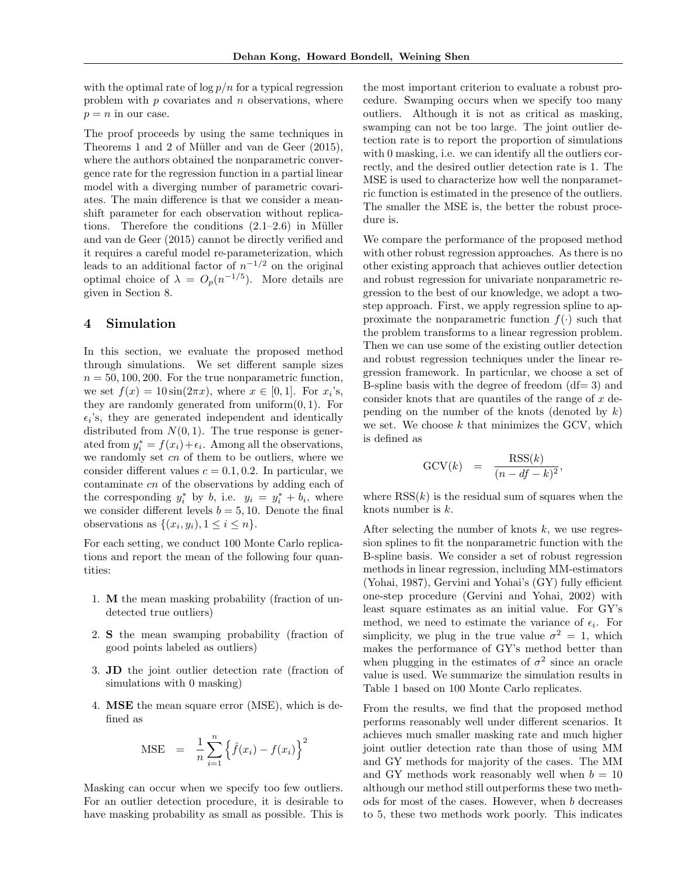with the optimal rate of $\log p/n$ for a typical regression problem with $p$ covariates and $n$ observations, where $p = n$ in our case.

The proof proceeds by using the same techniques in Theorems 1 and 2 of Müller and van de Geer (2015), where the authors obtained the nonparametric convergence rate for the regression function in a partial linear model with a diverging number of parametric covariates. The main difference is that we consider a mean-shift parameter for each observation without replications. Therefore the conditions (2.1–2.6) in Müller and van de Geer (2015) cannot be directly verified and it requires a careful model re-parameterization, which leads to an additional factor of $n^{-1/2}$ on the original optimal choice of $\lambda = O_p(n^{-1/5})$. More details are given in Section 8.

## 4 Simulation

In this section, we evaluate the proposed method through simulations. We set different sample sizes $n = 50, 100, 200$. For the true nonparametric function, we set $f(x) = 10\sin(2\pi x)$, where $x \in [0, 1]$. For $x_i$'s, they are randomly generated from uniform(0, 1). For $\epsilon_i$'s, they are generated independent and identically distributed from $N(0, 1)$. The true response is generated from $y_i^* = f(x_i) + \epsilon_i$. Among all the observations, we randomly set $cn$ of them to be outliers, where we consider different values $c = 0.1, 0.2$. In particular, we contaminate $cn$ of the observations by adding each of the corresponding $y_i^*$ by $b$, i.e. $y_i = y_i^* + b_i$, where we consider different levels $b = 5, 10$. Denote the final observations as $\{(x_i, y_i), 1 \le i \le n\}$.

For each setting, we conduct 100 Monte Carlo replications and report the mean of the following four quantities:

1. **M** the mean masking probability (fraction of undetected true outliers)
2. **S** the mean swamping probability (fraction of good points labeled as outliers)
3. **JD** the joint outlier detection rate (fraction of simulations with 0 masking)
4. **MSE** the mean square error (MSE), which is defined as

$$\text{MSE} = \frac{1}{n}\sum_{i=1}^{n}\left\{\hat{f}(x_i) - f(x_i)\right\}^2$$

Masking can occur when we specify too few outliers. For an outlier detection procedure, it is desirable to have masking probability as small as possible. This is the most important criterion to evaluate a robust procedure. Swamping occurs when we specify too many outliers. Although it is not as critical as masking, swamping can not be too large. The joint outlier detection rate is to report the proportion of simulations with 0 masking, i.e. we can identify all the outliers correctly, and the desired outlier detection rate is 1. The MSE is used to characterize how well the nonparametric function is estimated in the presence of the outliers. The smaller the MSE is, the better the robust procedure is.

We compare the performance of the proposed method with other robust regression approaches. As there is no other existing approach that achieves outlier detection and robust regression for univariate nonparametric regression to the best of our knowledge, we adopt a two-step approach. First, we apply regression spline to approximate the nonparametric function $f(\cdot)$ such that the problem transforms to a linear regression problem. Then we can use some of the existing outlier detection and robust regression techniques under the linear regression framework. In particular, we choose a set of B-spline basis with the degree of freedom (df= 3) and consider knots that are quantiles of the range of $x$ depending on the number of the knots (denoted by $k$) we set. We choose $k$ that minimizes the GCV, which is defined as

$$\text{GCV}(k) = \frac{\text{RSS}(k)}{(n - df - k)^2},$$

where $\text{RSS}(k)$ is the residual sum of squares when the knots number is $k$.

After selecting the number of knots $k$, we use regression splines to fit the nonparametric function with the B-spline basis. We consider a set of robust regression methods in linear regression, including MM-estimators (Yohai, 1987), Gervini and Yohai's (GY) fully efficient one-step procedure (Gervini and Yohai, 2002) with least square estimates as an initial value. For GY's method, we need to estimate the variance of $\epsilon_i$. For simplicity, we plug in the true value $\sigma^2 = 1$, which makes the performance of GY's method better than when plugging in the estimates of $\sigma^2$ since an oracle value is used. We summarize the simulation results in Table 1 based on 100 Monte Carlo replicates.

From the results, we find that the proposed method performs reasonably well under different scenarios. It achieves much smaller masking rate and much higher joint outlier detection rate than those of using MM and GY methods for majority of the cases. The MM and GY methods work reasonably well when $b = 10$ although our method still outperforms these two methods for most of the cases. However, when $b$ decreases to 5, these two methods work poorly. This indicates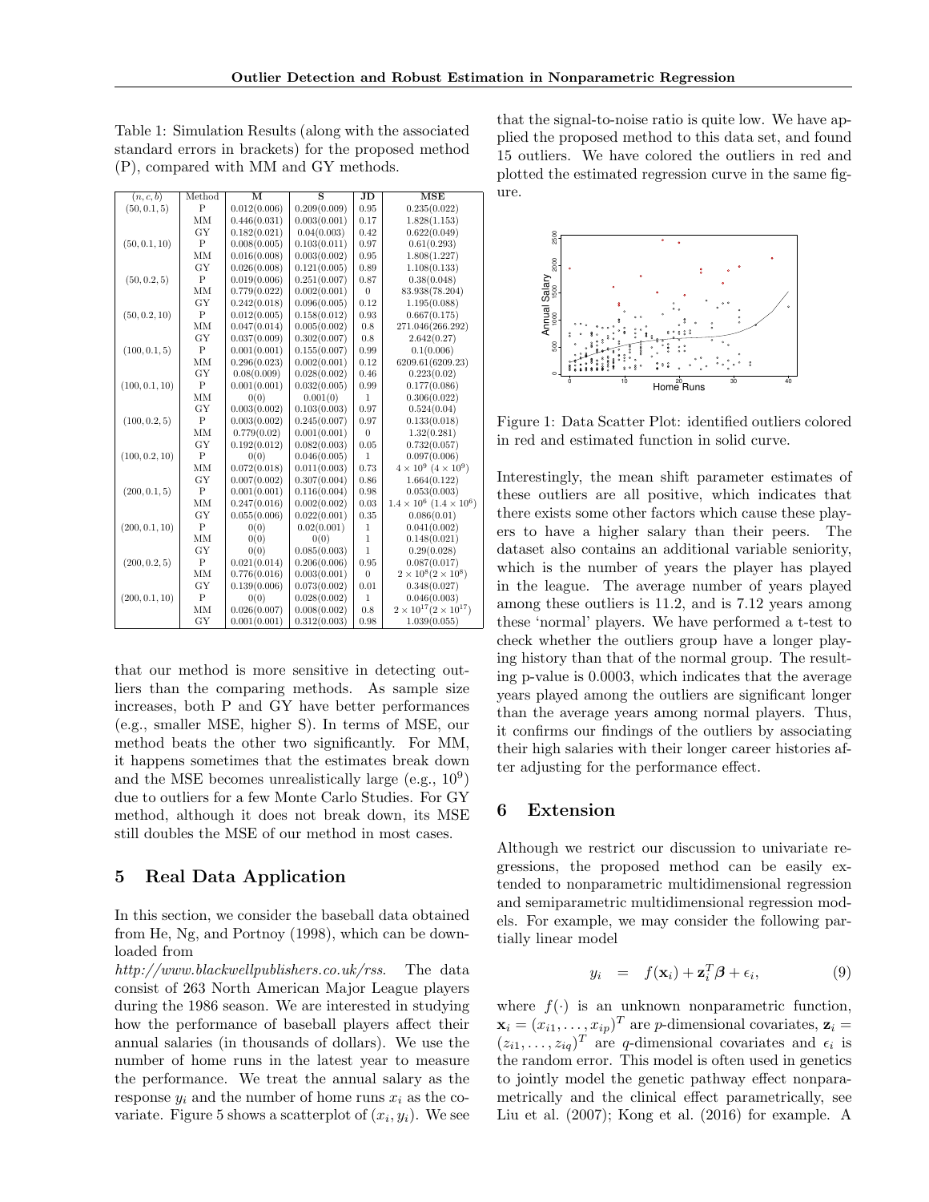Table 1: Simulation Results (along with the associated standard errors in brackets) for the proposed method (P), compared with MM and GY methods.

| $(n, c, b)$ | Method | M | S | JD | MSE |
|---|---|---|---|---|---|
| $(50, 0.1, 5)$ | P | 0.012(0.006) | 0.209(0.009) | 0.95 | 0.235(0.022) |
| | MM | 0.446(0.031) | 0.003(0.001) | 0.17 | 1.828(1.153) |
| | GY | 0.182(0.021) | 0.04(0.003) | 0.42 | 0.622(0.049) |
| $(50, 0.1, 10)$ | P | 0.008(0.005) | 0.103(0.011) | 0.97 | 0.61(0.293) |
| | MM | 0.016(0.008) | 0.003(0.002) | 0.95 | 1.808(1.227) |
| | GY | 0.026(0.008) | 0.121(0.005) | 0.89 | 1.108(0.133) |
| $(50, 0.2, 5)$ | P | 0.019(0.006) | 0.251(0.007) | 0.87 | 0.38(0.048) |
| | MM | 0.779(0.022) | 0.002(0.001) | 0 | 83.938(78.204) |
| | GY | 0.242(0.018) | 0.096(0.005) | 0.12 | 1.195(0.088) |
| $(50, 0.2, 10)$ | P | 0.012(0.005) | 0.158(0.012) | 0.93 | 0.667(0.175) |
| | MM | 0.047(0.014) | 0.005(0.002) | 0.8 | 271.046(266.292) |
| | GY | 0.037(0.009) | 0.302(0.007) | 0.8 | 2.642(0.27) |
| $(100, 0.1, 5)$ | P | 0.001(0.001) | 0.155(0.007) | 0.99 | 0.1(0.006) |
| | MM | 0.296(0.023) | 0.002(0.001) | 0.12 | 6209.61(6209.23) |
| | GY | 0.08(0.009) | 0.028(0.002) | 0.46 | 0.223(0.02) |
| $(100, 0.1, 10)$ | P | 0.001(0.001) | 0.032(0.005) | 0.99 | 0.177(0.086) |
| | MM | 0(0) | 0.001(0) | 1 | 0.306(0.022) |
| | GY | 0.003(0.002) | 0.103(0.003) | 0.97 | 0.524(0.04) |
| $(100, 0.2, 5)$ | P | 0.003(0.002) | 0.245(0.007) | 0.97 | 0.133(0.018) |
| | MM | 0.779(0.02) | 0.001(0.001) | 0 | 1.32(0.281) |
| | GY | 0.192(0.012) | 0.082(0.003) | 0.05 | 0.732(0.057) |
| $(100, 0.2, 10)$ | P | 0(0) | 0.046(0.005) | 1 | 0.097(0.006) |
| | MM | 0.072(0.018) | 0.011(0.003) | 0.73 | $4 \times 10^9$ $(4 \times 10^9)$ |
| | GY | 0.007(0.002) | 0.307(0.004) | 0.86 | 1.664(0.122) |
| $(200, 0.1, 5)$ | P | 0.001(0.001) | 0.116(0.004) | 0.98 | 0.053(0.003) |
| | MM | 0.247(0.016) | 0.002(0.002) | 0.03 | $1.4 \times 10^6$ $(1.4 \times 10^6)$ |
| | GY | 0.055(0.006) | 0.022(0.001) | 0.35 | 0.086(0.01) |
| $(200, 0.1, 10)$ | P | 0(0) | 0.02(0.001) | 1 | 0.041(0.002) |
| | MM | 0(0) | 0(0) | 1 | 0.148(0.021) |
| | GY | 0(0) | 0.085(0.003) | 1 | 0.29(0.028) |
| $(200, 0.2, 5)$ | P | 0.021(0.014) | 0.206(0.006) | 0.95 | 0.087(0.017) |
| | MM | 0.776(0.016) | 0.003(0.001) | 0 | $2 \times 10^8 (2 \times 10^8)$ |
| | GY | 0.139(0.006) | 0.073(0.002) | 0.01 | 0.348(0.027) |
| $(200, 0.1, 10)$ | P | 0(0) | 0.028(0.002) | 1 | 0.046(0.003) |
| | MM | 0.026(0.007) | 0.008(0.002) | 0.8 | $2 \times 10^{17} (2 \times 10^{17})$ |
| | GY | 0.001(0.001) | 0.312(0.003) | 0.98 | 1.039(0.055) |

that our method is more sensitive in detecting outliers than the comparing methods. As sample size increases, both P and GY have better performances (e.g., smaller MSE, higher S). In terms of MSE, our method beats the other two significantly. For MM, it happens sometimes that the estimates break down and the MSE becomes unrealistically large (e.g., $10^9$) due to outliers for a few Monte Carlo Studies. For GY method, although it does not break down, its MSE still doubles the MSE of our method in most cases.

## 5 Real Data Application

In this section, we consider the baseball data obtained from He, Ng, and Portnoy (1998), which can be downloaded from *http://www.blackwellpublishers.co.uk/rss*. The data consist of 263 North American Major League players during the 1986 season. We are interested in studying how the performance of baseball players affect their annual salaries (in thousands of dollars). We use the number of home runs in the latest year to measure the performance. We treat the annual salary as the response $y_i$ and the number of home runs $x_i$ as the covariate. Figure 5 shows a scatterplot of $(x_i, y_i)$. We see that the signal-to-noise ratio is quite low. We have applied the proposed method to this data set, and found 15 outliers. We have colored the outliers in red and plotted the estimated regression curve in the same figure.

Figure 1: Data Scatter Plot: identified outliers colored in red and estimated function in solid curve.

Interestingly, the mean shift parameter estimates of these outliers are all positive, which indicates that there exists some other factors which cause these players to have a higher salary than their peers. The dataset also contains an additional variable seniority, which is the number of years the player has played in the league. The average number of years played among these outliers is 11.2, and is 7.12 years among these 'normal' players. We have performed a t-test to check whether the outliers group have a longer playing history than that of the normal group. The resulting p-value is 0.0003, which indicates that the average years played among the outliers are significant longer than the average years among normal players. Thus, it confirms our findings of the outliers by associating their high salaries with their longer career histories after adjusting for the performance effect.

## 6 Extension

Although we restrict our discussion to univariate regressions, the proposed method can be easily extended to nonparametric multidimensional regression and semiparametric multidimensional regression models. For example, we may consider the following partially linear model

$$y_i = f(\mathbf{x}_i) + \mathbf{z}_i^T \boldsymbol{\beta} + \epsilon_i, \tag{9}$$

where $f(\cdot)$ is an unknown nonparametric function, $\mathbf{x}_i = (x_{i1}, \ldots, x_{ip})^T$ are $p$-dimensional covariates, $\mathbf{z}_i = (z_{i1}, \ldots, z_{iq})^T$ are $q$-dimensional covariates and $\epsilon_i$ is the random error. This model is often used in genetics to jointly model the genetic pathway effect nonparametrically and the clinical effect parametrically, see Liu et al. (2007); Kong et al. (2016) for example. A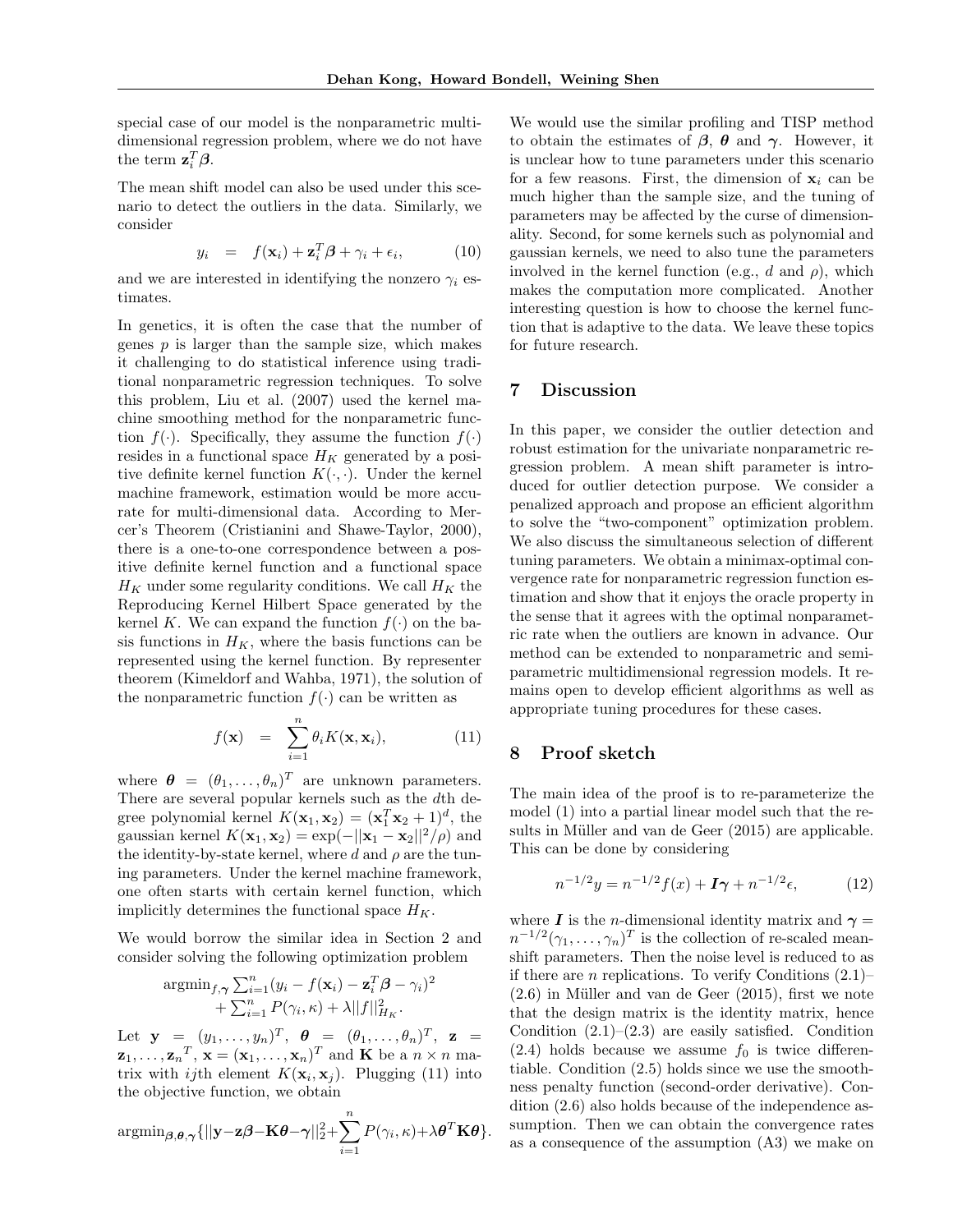special case of our model is the nonparametric multidimensional regression problem, where we do not have the term $\mathbf{z}_i^T\boldsymbol{\beta}$.

The mean shift model can also be used under this scenario to detect the outliers in the data. Similarly, we consider

$$y_i \quad = \quad f(\mathbf{x}_i) + \mathbf{z}_i^T\boldsymbol{\beta} + \gamma_i + \epsilon_i, \qquad (10)$$

and we are interested in identifying the nonzero $\gamma_i$ estimates.

In genetics, it is often the case that the number of genes $p$ is larger than the sample size, which makes it challenging to do statistical inference using traditional nonparametric regression techniques. To solve this problem, Liu et al. (2007) used the kernel machine smoothing method for the nonparametric function $f(\cdot)$. Specifically, they assume the function $f(\cdot)$ resides in a functional space $H_K$ generated by a positive definite kernel function $K(\cdot, \cdot)$. Under the kernel machine framework, estimation would be more accurate for multi-dimensional data. According to Mercer's Theorem (Cristianini and Shawe-Taylor, 2000), there is a one-to-one correspondence between a positive definite kernel function and a functional space $H_K$ under some regularity conditions. We call $H_K$ the Reproducing Kernel Hilbert Space generated by the kernel $K$. We can expand the function $f(\cdot)$ on the basis functions in $H_K$, where the basis functions can be represented using the kernel function. By representer theorem (Kimeldorf and Wahba, 1971), the solution of the nonparametric function $f(\cdot)$ can be written as

$$f(\mathbf{x}) \quad = \quad \sum_{i=1}^{n} \theta_i K(\mathbf{x}, \mathbf{x}_i), \qquad (11)$$

where $\boldsymbol{\theta} = (\theta_1, \ldots, \theta_n)^T$ are unknown parameters. There are several popular kernels such as the $d$th degree polynomial kernel $K(\mathbf{x}_1, \mathbf{x}_2) = (\mathbf{x}_1^T\mathbf{x}_2 + 1)^d$, the gaussian kernel $K(\mathbf{x}_1, \mathbf{x}_2) = \exp(-||\mathbf{x}_1 - \mathbf{x}_2||^2/\rho)$ and the identity-by-state kernel, where $d$ and $\rho$ are the tuning parameters. Under the kernel machine framework, one often starts with certain kernel function, which implicitly determines the functional space $H_K$.

We would borrow the similar idea in Section 2 and consider solving the following optimization problem

$$\begin{aligned}\text{argmin}_{f,\boldsymbol{\gamma}} &\sum_{i=1}^n (y_i - f(\mathbf{x}_i) - \mathbf{z}_i^T\boldsymbol{\beta} - \gamma_i)^2 \\ &+ \sum_{i=1}^n P(\gamma_i, \kappa) + \lambda||f||_{H_K}^2.\end{aligned}$$

Let $\mathbf{y} = (y_1, \ldots, y_n)^T$, $\boldsymbol{\theta} = (\theta_1, \ldots, \theta_n)^T$, $\mathbf{z} = \mathbf{z}_1, \ldots, \mathbf{z}_n{}^T$, $\mathbf{x} = (\mathbf{x}_1, \ldots, \mathbf{x}_n)^T$ and $\mathbf{K}$ be a $n \times n$ matrix with $ij$th element $K(\mathbf{x}_i, \mathbf{x}_j)$. Plugging (11) into the objective function, we obtain

$$\text{argmin}_{\boldsymbol{\beta},\boldsymbol{\theta},\boldsymbol{\gamma}}\{||\mathbf{y} - \mathbf{z}\boldsymbol{\beta} - \mathbf{K}\boldsymbol{\theta} - \boldsymbol{\gamma}||_2^2 + \sum_{i=1}^n P(\gamma_i, \kappa) + \lambda\boldsymbol{\theta}^T\mathbf{K}\boldsymbol{\theta}\}.$$

We would use the similar profiling and TISP method to obtain the estimates of $\boldsymbol{\beta}$, $\boldsymbol{\theta}$ and $\boldsymbol{\gamma}$. However, it is unclear how to tune parameters under this scenario for a few reasons. First, the dimension of $\mathbf{x}_i$ can be much higher than the sample size, and the tuning of parameters may be affected by the curse of dimensionality. Second, for some kernels such as polynomial and gaussian kernels, we need to also tune the parameters involved in the kernel function (e.g., $d$ and $\rho$), which makes the computation more complicated. Another interesting question is how to choose the kernel function that is adaptive to the data. We leave these topics for future research.

# 7 Discussion

In this paper, we consider the outlier detection and robust estimation for the univariate nonparametric regression problem. A mean shift parameter is introduced for outlier detection purpose. We consider a penalized approach and propose an efficient algorithm to solve the "two-component" optimization problem. We also discuss the simultaneous selection of different tuning parameters. We obtain a minimax-optimal convergence rate for nonparametric regression function estimation and show that it enjoys the oracle property in the sense that it agrees with the optimal nonparametric rate when the outliers are known in advance. Our method can be extended to nonparametric and semiparametric multidimensional regression models. It remains open to develop efficient algorithms as well as appropriate tuning procedures for these cases.

# 8 Proof sketch

The main idea of the proof is to re-parameterize the model (1) into a partial linear model such that the results in Müller and van de Geer (2015) are applicable. This can be done by considering

$$n^{-1/2}y = n^{-1/2}f(x) + \boldsymbol{I}\boldsymbol{\gamma} + n^{-1/2}\epsilon, \qquad (12)$$

where $\boldsymbol{I}$ is the $n$-dimensional identity matrix and $\boldsymbol{\gamma} = n^{-1/2}(\gamma_1, \ldots, \gamma_n)^T$ is the collection of re-scaled mean-shift parameters. Then the noise level is reduced to as if there are $n$ replications. To verify Conditions (2.1)–(2.6) in Müller and van de Geer (2015), first we note that the design matrix is the identity matrix, hence Condition (2.1)–(2.3) are easily satisfied. Condition (2.4) holds because we assume $f_0$ is twice differentiable. Condition (2.5) holds since we use the smoothness penalty function (second-order derivative). Condition (2.6) also holds because of the independence assumption. Then we can obtain the convergence rates as a consequence of the assumption (A3) we make on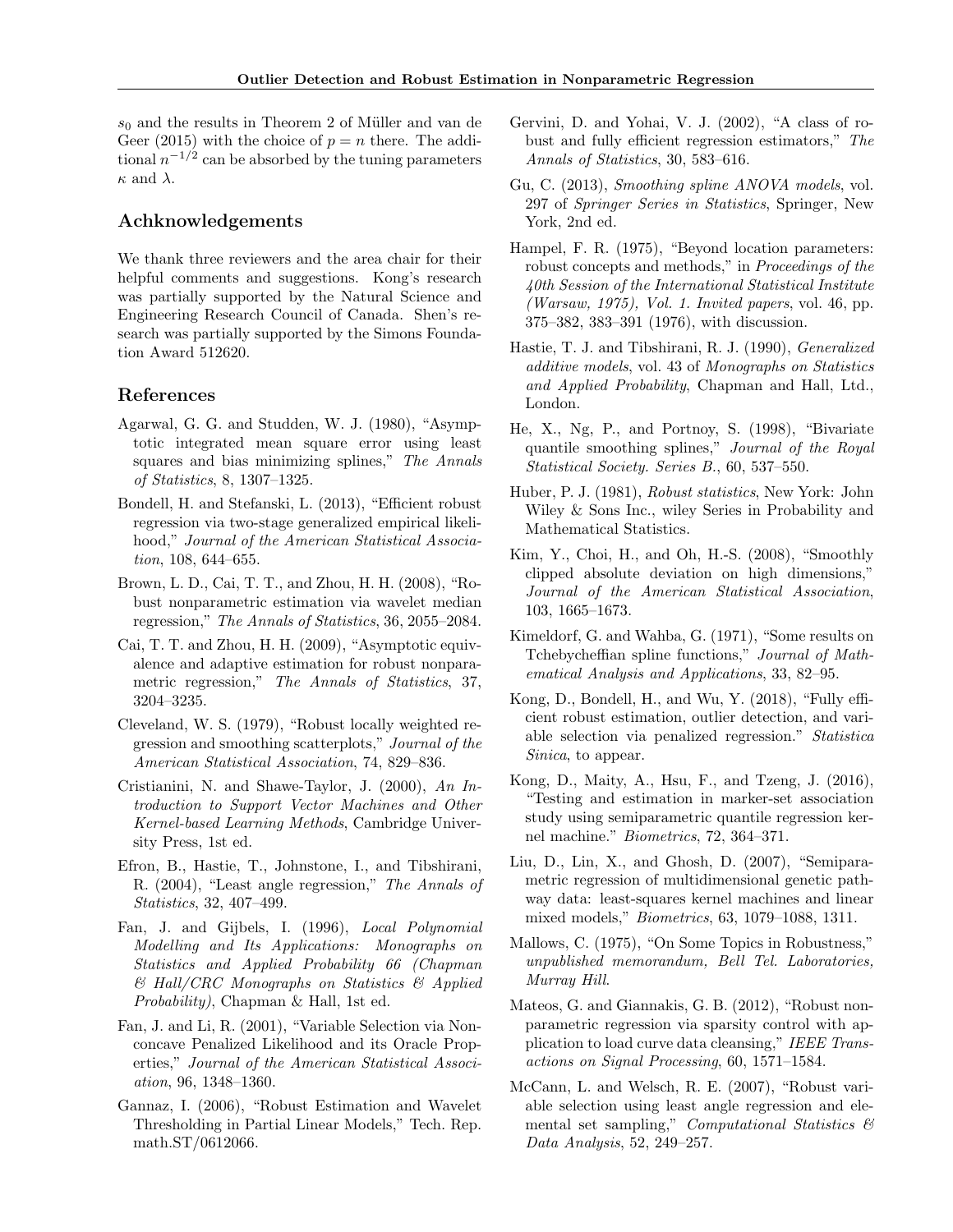$s_0$ and the results in Theorem 2 of Müller and van de Geer (2015) with the choice of $p = n$ there. The additional $n^{-1/2}$ can be absorbed by the tuning parameters $\kappa$ and $\lambda$.

## Achknowledgements

We thank three reviewers and the area chair for their helpful comments and suggestions. Kong's research was partially supported by the Natural Science and Engineering Research Council of Canada. Shen's research was partially supported by the Simons Foundation Award 512620.

## References

Agarwal, G. G. and Studden, W. J. (1980), "Asymptotic integrated mean square error using least squares and bias minimizing splines," *The Annals of Statistics*, 8, 1307–1325.

Bondell, H. and Stefanski, L. (2013), "Efficient robust regression via two-stage generalized empirical likelihood," *Journal of the American Statistical Association*, 108, 644–655.

Brown, L. D., Cai, T. T., and Zhou, H. H. (2008), "Robust nonparametric estimation via wavelet median regression," *The Annals of Statistics*, 36, 2055–2084.

Cai, T. T. and Zhou, H. H. (2009), "Asymptotic equivalence and adaptive estimation for robust nonparametric regression," *The Annals of Statistics*, 37, 3204–3235.

Cleveland, W. S. (1979), "Robust locally weighted regression and smoothing scatterplots," *Journal of the American Statistical Association*, 74, 829–836.

Cristianini, N. and Shawe-Taylor, J. (2000), *An Introduction to Support Vector Machines and Other Kernel-based Learning Methods*, Cambridge University Press, 1st ed.

Efron, B., Hastie, T., Johnstone, I., and Tibshirani, R. (2004), "Least angle regression," *The Annals of Statistics*, 32, 407–499.

Fan, J. and Gijbels, I. (1996), *Local Polynomial Modelling and Its Applications: Monographs on Statistics and Applied Probability 66 (Chapman & Hall/CRC Monographs on Statistics & Applied Probability)*, Chapman & Hall, 1st ed.

Fan, J. and Li, R. (2001), "Variable Selection via Nonconcave Penalized Likelihood and its Oracle Properties," *Journal of the American Statistical Association*, 96, 1348–1360.

Gannaz, I. (2006), "Robust Estimation and Wavelet Thresholding in Partial Linear Models," Tech. Rep. math.ST/0612066.

Gervini, D. and Yohai, V. J. (2002), "A class of robust and fully efficient regression estimators," *The Annals of Statistics*, 30, 583–616.

Gu, C. (2013), *Smoothing spline ANOVA models*, vol. 297 of *Springer Series in Statistics*, Springer, New York, 2nd ed.

Hampel, F. R. (1975), "Beyond location parameters: robust concepts and methods," in *Proceedings of the 40th Session of the International Statistical Institute (Warsaw, 1975), Vol. 1. Invited papers*, vol. 46, pp. 375–382, 383–391 (1976), with discussion.

Hastie, T. J. and Tibshirani, R. J. (1990), *Generalized additive models*, vol. 43 of *Monographs on Statistics and Applied Probability*, Chapman and Hall, Ltd., London.

He, X., Ng, P., and Portnoy, S. (1998), "Bivariate quantile smoothing splines," *Journal of the Royal Statistical Society. Series B.*, 60, 537–550.

Huber, P. J. (1981), *Robust statistics*, New York: John Wiley & Sons Inc., wiley Series in Probability and Mathematical Statistics.

Kim, Y., Choi, H., and Oh, H.-S. (2008), "Smoothly clipped absolute deviation on high dimensions," *Journal of the American Statistical Association*, 103, 1665–1673.

Kimeldorf, G. and Wahba, G. (1971), "Some results on Tchebycheffian spline functions," *Journal of Mathematical Analysis and Applications*, 33, 82–95.

Kong, D., Bondell, H., and Wu, Y. (2018), "Fully efficient robust estimation, outlier detection, and variable selection via penalized regression." *Statistica Sinica*, to appear.

Kong, D., Maity, A., Hsu, F., and Tzeng, J. (2016), "Testing and estimation in marker-set association study using semiparametric quantile regression kernel machine." *Biometrics*, 72, 364–371.

Liu, D., Lin, X., and Ghosh, D. (2007), "Semiparametric regression of multidimensional genetic pathway data: least-squares kernel machines and linear mixed models," *Biometrics*, 63, 1079–1088, 1311.

Mallows, C. (1975), "On Some Topics in Robustness," *unpublished memorandum, Bell Tel. Laboratories, Murray Hill*.

Mateos, G. and Giannakis, G. B. (2012), "Robust nonparametric regression via sparsity control with application to load curve data cleansing," *IEEE Transactions on Signal Processing*, 60, 1571–1584.

McCann, L. and Welsch, R. E. (2007), "Robust variable selection using least angle regression and elemental set sampling," *Computational Statistics & Data Analysis*, 52, 249–257.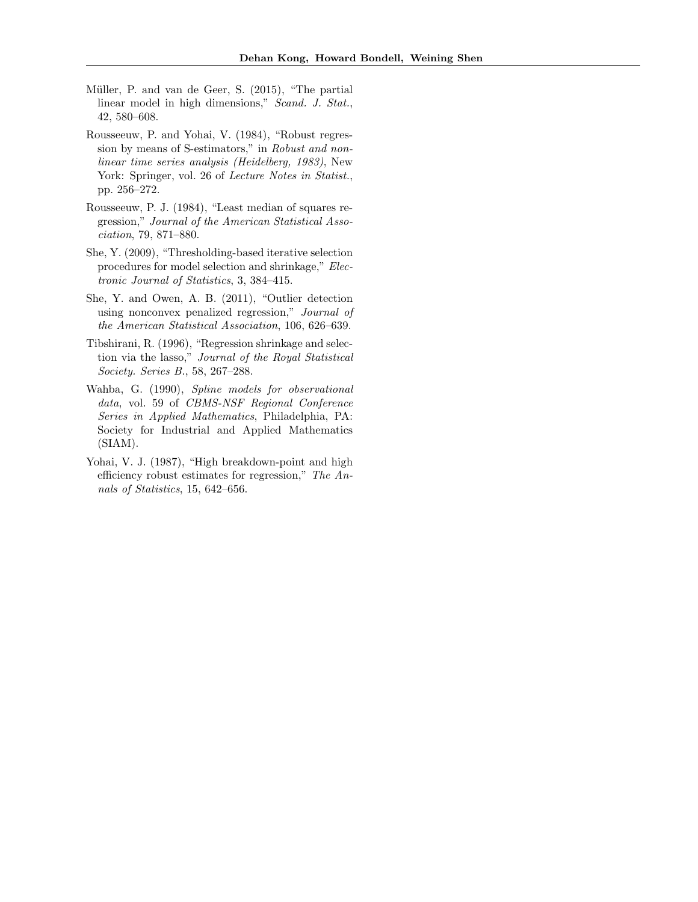Müller, P. and van de Geer, S. (2015), "The partial linear model in high dimensions," *Scand. J. Stat.*, 42, 580–608.

Rousseeuw, P. and Yohai, V. (1984), "Robust regression by means of S-estimators," in *Robust and nonlinear time series analysis (Heidelberg, 1983)*, New York: Springer, vol. 26 of *Lecture Notes in Statist.*, pp. 256–272.

Rousseeuw, P. J. (1984), "Least median of squares regression," *Journal of the American Statistical Association*, 79, 871–880.

She, Y. (2009), "Thresholding-based iterative selection procedures for model selection and shrinkage," *Electronic Journal of Statistics*, 3, 384–415.

She, Y. and Owen, A. B. (2011), "Outlier detection using nonconvex penalized regression," *Journal of the American Statistical Association*, 106, 626–639.

Tibshirani, R. (1996), "Regression shrinkage and selection via the lasso," *Journal of the Royal Statistical Society. Series B.*, 58, 267–288.

Wahba, G. (1990), *Spline models for observational data*, vol. 59 of *CBMS-NSF Regional Conference Series in Applied Mathematics*, Philadelphia, PA: Society for Industrial and Applied Mathematics (SIAM).

Yohai, V. J. (1987), "High breakdown-point and high efficiency robust estimates for regression," *The Annals of Statistics*, 15, 642–656.